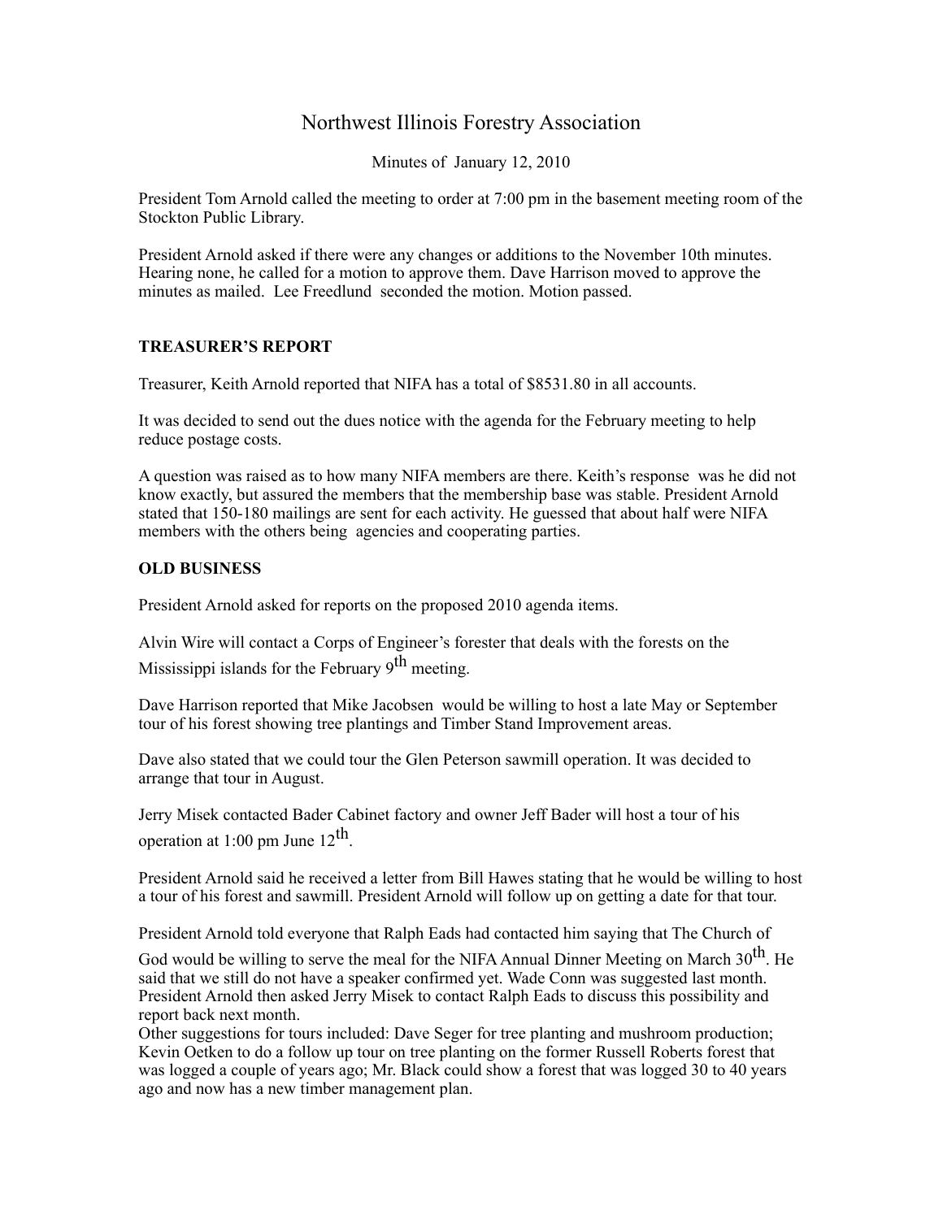# Northwest Illinois Forestry Association

Minutes of January 12, 2010

President Tom Arnold called the meeting to order at 7:00 pm in the basement meeting room of the Stockton Public Library.

President Arnold asked if there were any changes or additions to the November 10th minutes. Hearing none, he called for a motion to approve them. Dave Harrison moved to approve the minutes as mailed. Lee Freedlund seconded the motion. Motion passed.

### TREASURER'S REPORT

Treasurer, Keith Arnold reported that NIFA has a total of $8531.80 in all accounts.

It was decided to send out the dues notice with the agenda for the February meeting to help reduce postage costs.

A question was raised as to how many NIFA members are there. Keith's response was he did not know exactly, but assured the members that the membership base was stable. President Arnold stated that 150-180 mailings are sent for each activity. He guessed that about half were NIFA members with the others being agencies and cooperating parties.

### OLD BUSINESS

President Arnold asked for reports on the proposed 2010 agenda items.

Alvin Wire will contact a Corps of Engineer's forester that deals with the forests on the Mississippi islands for the February 9th meeting.

Dave Harrison reported that Mike Jacobsen would be willing to host a late May or September tour of his forest showing tree plantings and Timber Stand Improvement areas.

Dave also stated that we could tour the Glen Peterson sawmill operation. It was decided to arrange that tour in August.

Jerry Misek contacted Bader Cabinet factory and owner Jeff Bader will host a tour of his operation at 1:00 pm June 12th.

President Arnold said he received a letter from Bill Hawes stating that he would be willing to host a tour of his forest and sawmill. President Arnold will follow up on getting a date for that tour.

President Arnold told everyone that Ralph Eads had contacted him saying that The Church of God would be willing to serve the meal for the NIFA Annual Dinner Meeting on March 30th. He said that we still do not have a speaker confirmed yet. Wade Conn was suggested last month. President Arnold then asked Jerry Misek to contact Ralph Eads to discuss this possibility and report back next month.

Other suggestions for tours included: Dave Seger for tree planting and mushroom production; Kevin Oetken to do a follow up tour on tree planting on the former Russell Roberts forest that was logged a couple of years ago; Mr. Black could show a forest that was logged 30 to 40 years ago and now has a new timber management plan.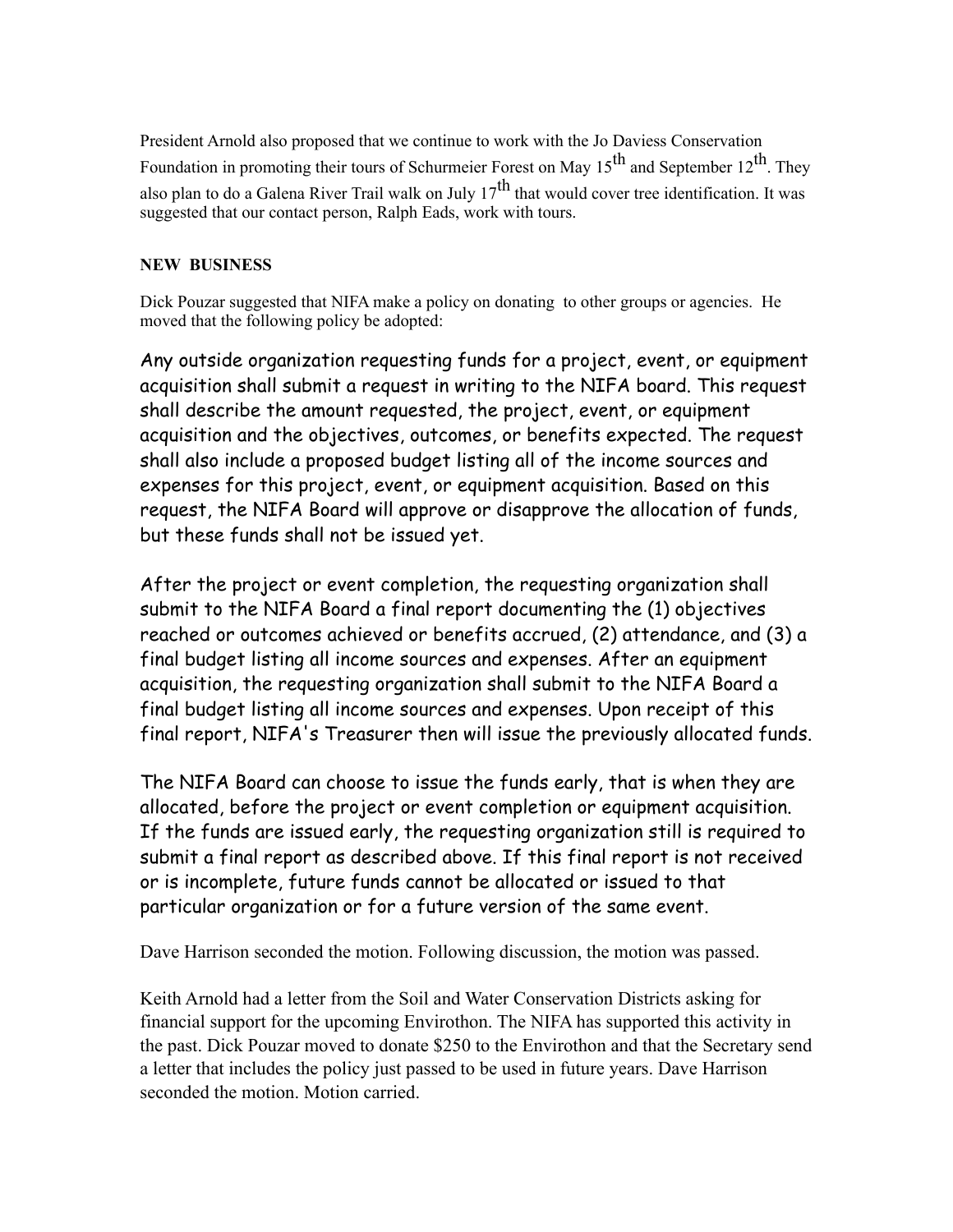President Arnold also proposed that we continue to work with the Jo Daviess Conservation Foundation in promoting their tours of Schurmeier Forest on May 15th and September 12th. They also plan to do a Galena River Trail walk on July 17th that would cover tree identification. It was suggested that our contact person, Ralph Eads, work with tours.

**NEW BUSINESS**

Dick Pouzar suggested that NIFA make a policy on donating to other groups or agencies. He moved that the following policy be adopted:

Any outside organization requesting funds for a project, event, or equipment acquisition shall submit a request in writing to the NIFA board. This request shall describe the amount requested, the project, event, or equipment acquisition and the objectives, outcomes, or benefits expected. The request shall also include a proposed budget listing all of the income sources and expenses for this project, event, or equipment acquisition. Based on this request, the NIFA Board will approve or disapprove the allocation of funds, but these funds shall not be issued yet.

After the project or event completion, the requesting organization shall submit to the NIFA Board a final report documenting the (1) objectives reached or outcomes achieved or benefits accrued, (2) attendance, and (3) a final budget listing all income sources and expenses. After an equipment acquisition, the requesting organization shall submit to the NIFA Board a final budget listing all income sources and expenses. Upon receipt of this final report, NIFA's Treasurer then will issue the previously allocated funds.

The NIFA Board can choose to issue the funds early, that is when they are allocated, before the project or event completion or equipment acquisition. If the funds are issued early, the requesting organization still is required to submit a final report as described above. If this final report is not received or is incomplete, future funds cannot be allocated or issued to that particular organization or for a future version of the same event.

Dave Harrison seconded the motion. Following discussion, the motion was passed.

Keith Arnold had a letter from the Soil and Water Conservation Districts asking for financial support for the upcoming Envirothon. The NIFA has supported this activity in the past. Dick Pouzar moved to donate $250 to the Envirothon and that the Secretary send a letter that includes the policy just passed to be used in future years. Dave Harrison seconded the motion. Motion carried.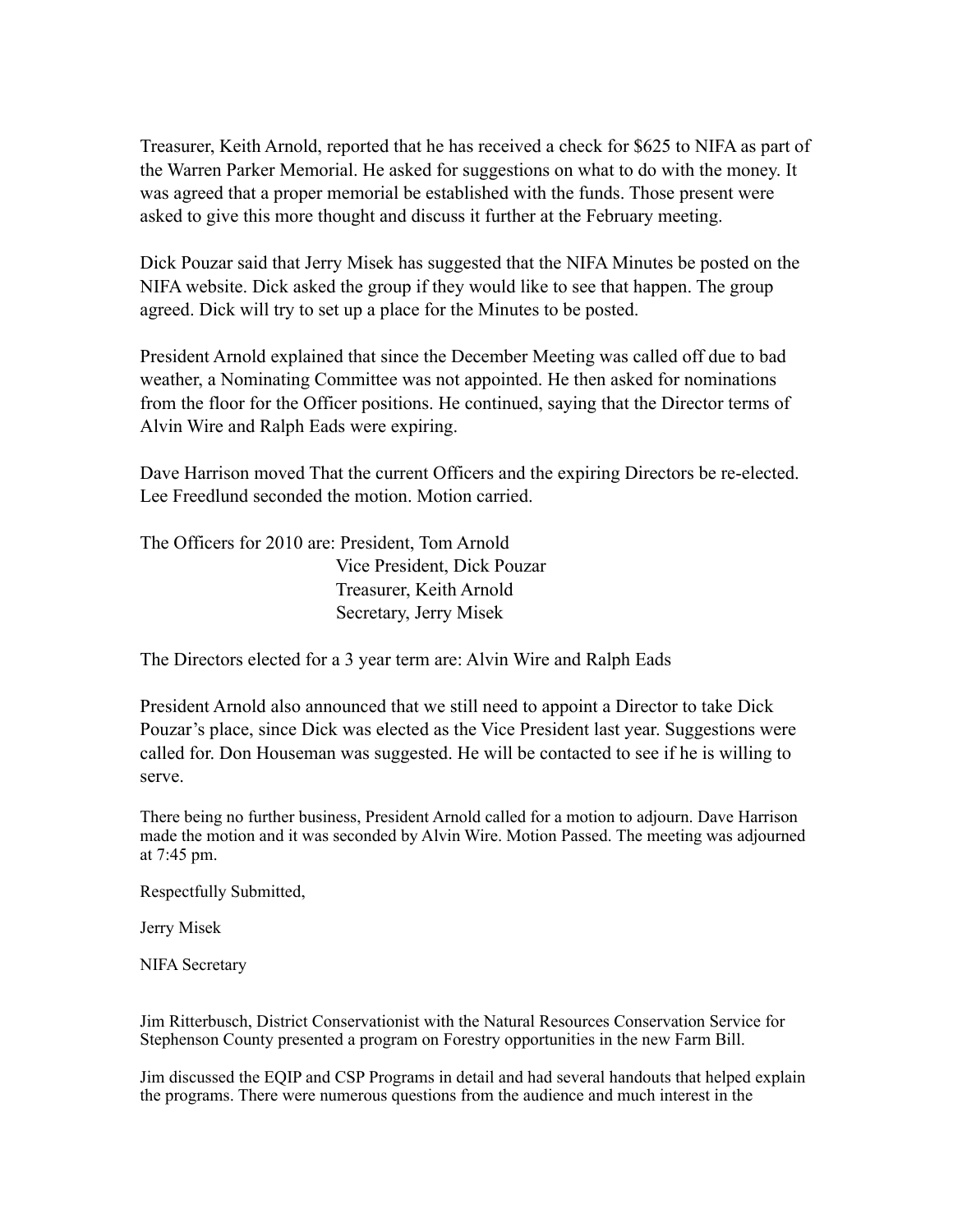Treasurer, Keith Arnold, reported that he has received a check for $625 to NIFA as part of the Warren Parker Memorial. He asked for suggestions on what to do with the money. It was agreed that a proper memorial be established with the funds. Those present were asked to give this more thought and discuss it further at the February meeting.

Dick Pouzar said that Jerry Misek has suggested that the NIFA Minutes be posted on the NIFA website. Dick asked the group if they would like to see that happen. The group agreed. Dick will try to set up a place for the Minutes to be posted.

President Arnold explained that since the December Meeting was called off due to bad weather, a Nominating Committee was not appointed. He then asked for nominations from the floor for the Officer positions. He continued, saying that the Director terms of Alvin Wire and Ralph Eads were expiring.

Dave Harrison moved That the current Officers and the expiring Directors be re-elected. Lee Freedlund seconded the motion. Motion carried.

The Officers for 2010 are: President, Tom Arnold
Vice President, Dick Pouzar
Treasurer, Keith Arnold
Secretary, Jerry Misek

The Directors elected for a 3 year term are: Alvin Wire and Ralph Eads

President Arnold also announced that we still need to appoint a Director to take Dick Pouzar's place, since Dick was elected as the Vice President last year. Suggestions were called for. Don Houseman was suggested. He will be contacted to see if he is willing to serve.

There being no further business, President Arnold called for a motion to adjourn. Dave Harrison made the motion and it was seconded by Alvin Wire. Motion Passed. The meeting was adjourned at 7:45 pm.

Respectfully Submitted,

Jerry Misek

NIFA Secretary

Jim Ritterbusch, District Conservationist with the Natural Resources Conservation Service for Stephenson County presented a program on Forestry opportunities in the new Farm Bill.

Jim discussed the EQIP and CSP Programs in detail and had several handouts that helped explain the programs. There were numerous questions from the audience and much interest in the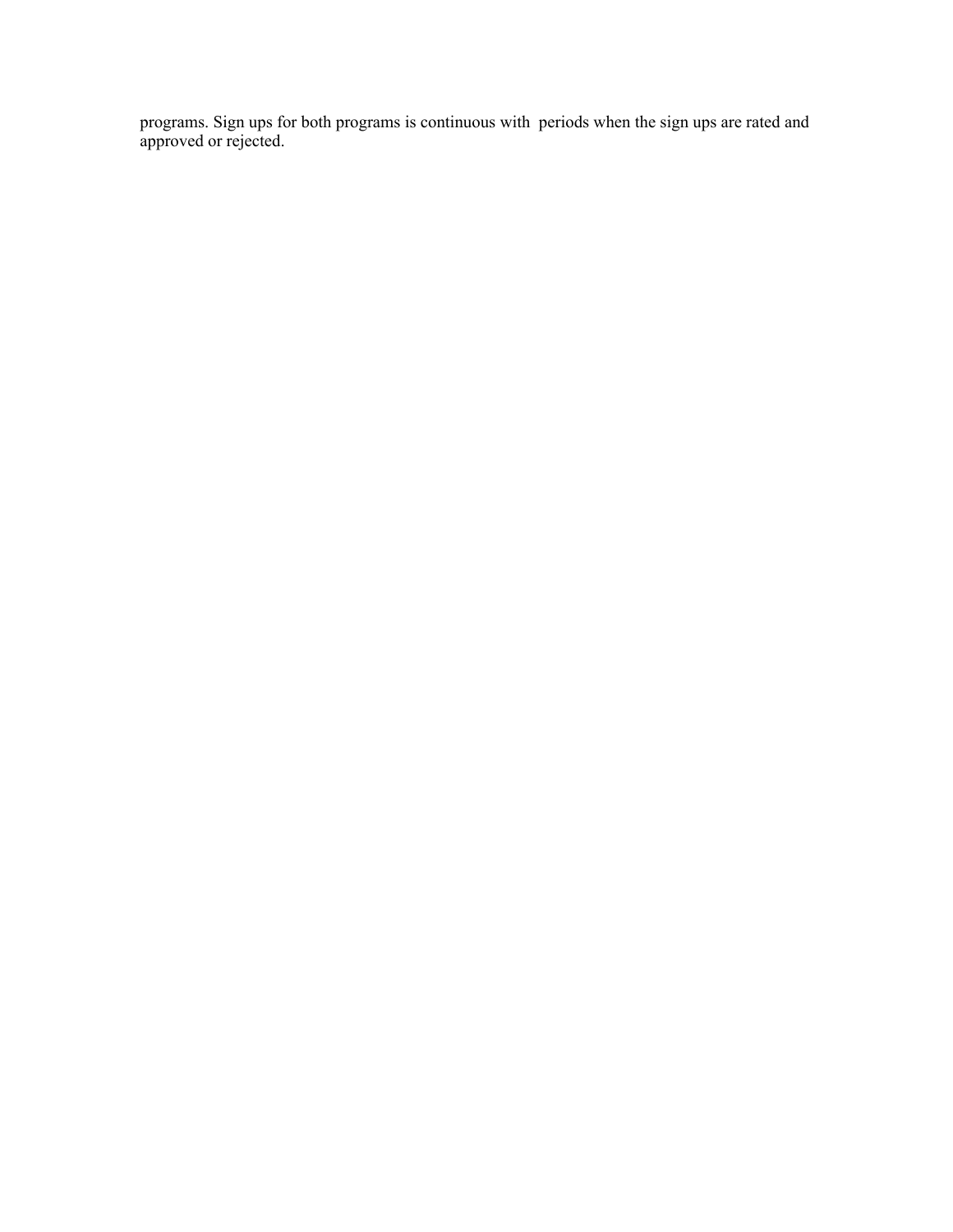programs. Sign ups for both programs is continuous with  periods when the sign ups are rated and approved or rejected.